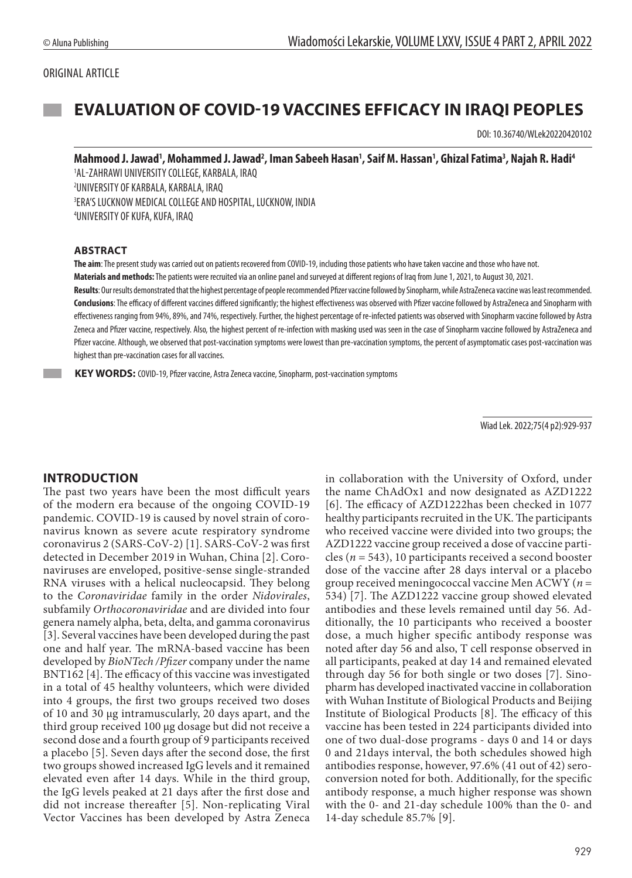ORIGINAL ARTICLE

# EVALUATION OF COVID-19 VACCINES EFFICACY IN IRAQI PEOPLES

DOI: 10.36740/WLek20220420102

**Mahmood J. Jawad[1], Mohammed J. Jawad[2], Iman Sabeeh Hasan[1], Saif M. Hassan[1], Ghizal Fatima[3], Najah R. Hadi[4]**

[1]AL-ZAHRAWI UNIVERSITY COLLEGE, KARBALA, IRAQ
[2]UNIVERSITY OF KARBALA, KARBALA, IRAQ
[3]ERA'S LUCKNOW MEDICAL COLLEGE AND HOSPITAL, LUCKNOW, INDIA
[4]UNIVERSITY OF KUFA, KUFA, IRAQ

### ABSTRACT

**The aim**: The present study was carried out on patients recovered from COVID-19, including those patients who have taken vaccine and those who have not.

**Materials and methods:** The patients were recruited via an online panel and surveyed at different regions of Iraq from June 1, 2021, to August 30, 2021.

**Results**: Our results demonstrated that the highest percentage of people recommended Pfizer vaccine followed by Sinopharm, while AstraZeneca vaccine was least recommended.

**Conclusions**: The efficacy of different vaccines differed significantly; the highest effectiveness was observed with Pfizer vaccine followed by AstraZeneca and Sinopharm with effectiveness ranging from 94%, 89%, and 74%, respectively. Further, the highest percentage of re-infected patients was observed with Sinopharm vaccine followed by Astra Zeneca and Pfizer vaccine, respectively. Also, the highest percent of re-infection with masking used was seen in the case of Sinopharm vaccine followed by AstraZeneca and Pfizer vaccine. Although, we observed that post-vaccination symptoms were lowest than pre-vaccination symptoms, the percent of asymptomatic cases post-vaccination was highest than pre-vaccination cases for all vaccines.

**KEY WORDS:** COVID-19, Pfizer vaccine, Astra Zeneca vaccine, Sinopharm, post-vaccination symptoms

Wiad Lek. 2022;75(4 p2):929-937

## INTRODUCTION

The past two years have been the most difficult years of the modern era because of the ongoing COVID-19 pandemic. COVID-19 is caused by novel strain of coronavirus known as severe acute respiratory syndrome coronavirus 2 (SARS-CoV-2) [1]. SARS-CoV-2 was first detected in December 2019 in Wuhan, China [2]. Coronaviruses are enveloped, positive-sense single-stranded RNA viruses with a helical nucleocapsid. They belong to the *Coronaviridae* family in the order *Nidovirales*, subfamily *Orthocoronaviridae* and are divided into four genera namely alpha, beta, delta, and gamma coronavirus [3]. Several vaccines have been developed during the past one and half year. The mRNA-based vaccine has been developed by *BioNTech /Pfizer* company under the name BNT162 [4]. The efficacy of this vaccine was investigated in a total of 45 healthy volunteers, which were divided into 4 groups, the first two groups received two doses of 10 and 30 μg intramuscularly, 20 days apart, and the third group received 100 μg dosage but did not receive a second dose and a fourth group of 9 participants received a placebo [5]. Seven days after the second dose, the first two groups showed increased IgG levels and it remained elevated even after 14 days. While in the third group, the IgG levels peaked at 21 days after the first dose and did not increase thereafter [5]. Non-replicating Viral Vector Vaccines has been developed by Astra Zeneca in collaboration with the University of Oxford, under the name ChAdOx1 and now designated as AZD1222 [6]. The efficacy of AZD1222has been checked in 1077 healthy participants recruited in the UK. The participants who received vaccine were divided into two groups; the AZD1222 vaccine group received a dose of vaccine particles ($n$ = 543), 10 participants received a second booster dose of the vaccine after 28 days interval or a placebo group received meningococcal vaccine Men ACWY ($n$ = 534) [7]. The AZD1222 vaccine group showed elevated antibodies and these levels remained until day 56. Additionally, the 10 participants who received a booster dose, a much higher specific antibody response was noted after day 56 and also, T cell response observed in all participants, peaked at day 14 and remained elevated through day 56 for both single or two doses [7]. Sinopharm has developed inactivated vaccine in collaboration with Wuhan Institute of Biological Products and Beijing Institute of Biological Products [8]. The efficacy of this vaccine has been tested in 224 participants divided into one of two dual-dose programs - days 0 and 14 or days 0 and 21days interval, the both schedules showed high antibodies response, however, 97.6% (41 out of 42) seroconversion noted for both. Additionally, for the specific antibody response, a much higher response was shown with the 0- and 21-day schedule 100% than the 0- and 14-day schedule 85.7% [9].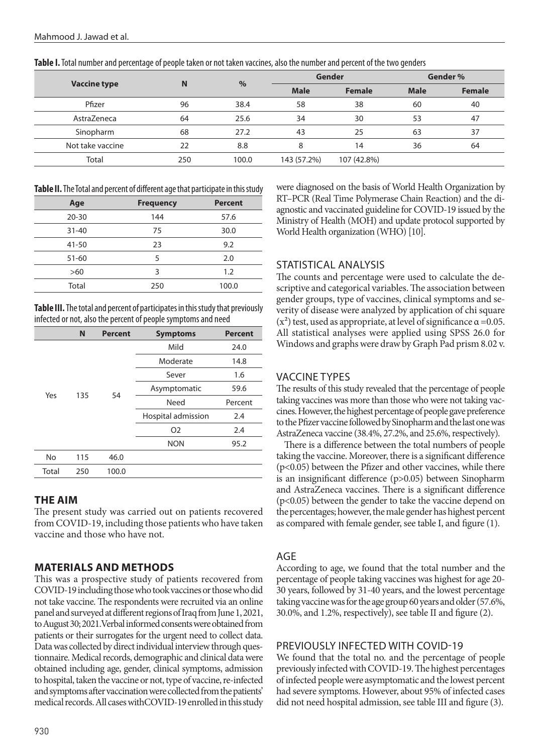**Table I.** Total number and percentage of people taken or not taken vaccines, also the number and percent of the two genders

| Vaccine type | N | % | Gender | | Gender % | |
|---|---|---|---|---|---|---|
| | | | Male | Female | Male | Female |
| Pfizer | 96 | 38.4 | 58 | 38 | 60 | 40 |
| AstraZeneca | 64 | 25.6 | 34 | 30 | 53 | 47 |
| Sinopharm | 68 | 27.2 | 43 | 25 | 63 | 37 |
| Not take vaccine | 22 | 8.8 | 8 | 14 | 36 | 64 |
| Total | 250 | 100.0 | 143 (57.2%) | 107 (42.8%) | | |

**Table II.** The Total and percent of different age that participate in this study

| Age | Frequency | Percent |
|---|---|---|
| 20-30 | 144 | 57.6 |
| 31-40 | 75 | 30.0 |
| 41-50 | 23 | 9.2 |
| 51-60 | 5 | 2.0 |
| >60 | 3 | 1.2 |
| Total | 250 | 100.0 |

**Table III.** The total and percent of participates in this study that previously infected or not, also the percent of people symptoms and need

| | N | Percent | Symptoms | Percent |
|---|---|---|---|---|
| Yes | 135 | 54 | Mild | 24.0 |
| | | | Moderate | 14.8 |
| | | | Sever | 1.6 |
| | | | Asymptomatic | 59.6 |
| | | | Need | Percent |
| | | | Hospital admission | 2.4 |
| | | | O2 | 2.4 |
| | | | NON | 95.2 |
| No | 115 | 46.0 | | |
| Total | 250 | 100.0 | | |

## THE AIM

The present study was carried out on patients recovered from COVID-19, including those patients who have taken vaccine and those who have not.

## MATERIALS AND METHODS

This was a prospective study of patients recovered from COVID-19 including those who took vaccines or those who did not take vaccine. The respondents were recruited via an online panel and surveyed at different regions of Iraq from June 1, 2021, to August 30; 2021. Verbal informed consents were obtained from patients or their surrogates for the urgent need to collect data. Data was collected by direct individual interview through questionnaire. Medical records, demographic and clinical data were obtained including age, gender, clinical symptoms, admission to hospital, taken the vaccine or not, type of vaccine, re-infected and symptoms after vaccination were collected from the patients' medical records. All cases withCOVID-19 enrolled in this study were diagnosed on the basis of World Health Organization by RT–PCR (Real Time Polymerase Chain Reaction) and the diagnostic and vaccinated guideline for COVID-19 issued by the Ministry of Health (MOH) and update protocol supported by World Health organization (WHO) [10].

## STATISTICAL ANALYSIS

The counts and percentage were used to calculate the descriptive and categorical variables. The association between gender groups, type of vaccines, clinical symptoms and severity of disease were analyzed by application of chi square ($x^2$) test, used as appropriate, at level of significance $\alpha = 0.05$. All statistical analyses were applied using SPSS 26.0 for Windows and graphs were draw by Graph Pad prism 8.02 v.

## VACCINE TYPES

The results of this study revealed that the percentage of people taking vaccines was more than those who were not taking vaccines. However, the highest percentage of people gave preference to the Pfizer vaccine followed by Sinopharm and the last one was AstraZeneca vaccine (38.4%, 27.2%, and 25.6%, respectively).

There is a difference between the total numbers of people taking the vaccine. Moreover, there is a significant difference ($p<0.05$) between the Pfizer and other vaccines, while there is an insignificant difference ($p>0.05$) between Sinopharm and AstraZeneca vaccines. There is a significant difference ($p<0.05$) between the gender to take the vaccine depend on the percentages; however, the male gender has highest percent as compared with female gender, see table I, and figure (1).

## AGE

According to age, we found that the total number and the percentage of people taking vaccines was highest for age 20-30 years, followed by 31-40 years, and the lowest percentage taking vaccine was for the age group 60 years and older (57.6%, 30.0%, and 1.2%, respectively), see table II and figure (2).

## PREVIOUSLY INFECTED WITH COVID-19

We found that the total no. and the percentage of people previously infected with COVID-19. The highest percentages of infected people were asymptomatic and the lowest percent had severe symptoms. However, about 95% of infected cases did not need hospital admission, see table III and figure (3).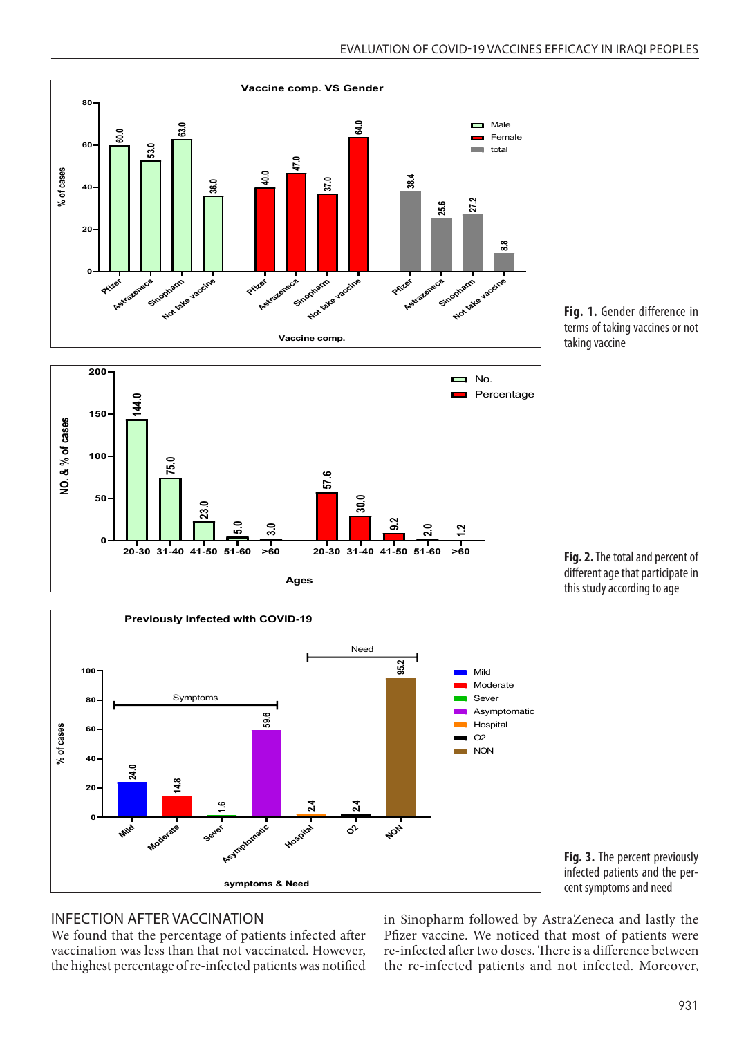Fig. 1. Gender difference in terms of taking vaccines or not taking vaccine

Fig. 2. The total and percent of different age that participate in this study according to age

Fig. 3. The percent previously infected patients and the percent symptoms and need

## INFECTION AFTER VACCINATION

We found that the percentage of patients infected after vaccination was less than that not vaccinated. However, the highest percentage of re-infected patients was notified in Sinopharm followed by AstraZeneca and lastly the Pfizer vaccine. We noticed that most of patients were re-infected after two doses. There is a difference between the re-infected patients and not infected. Moreover,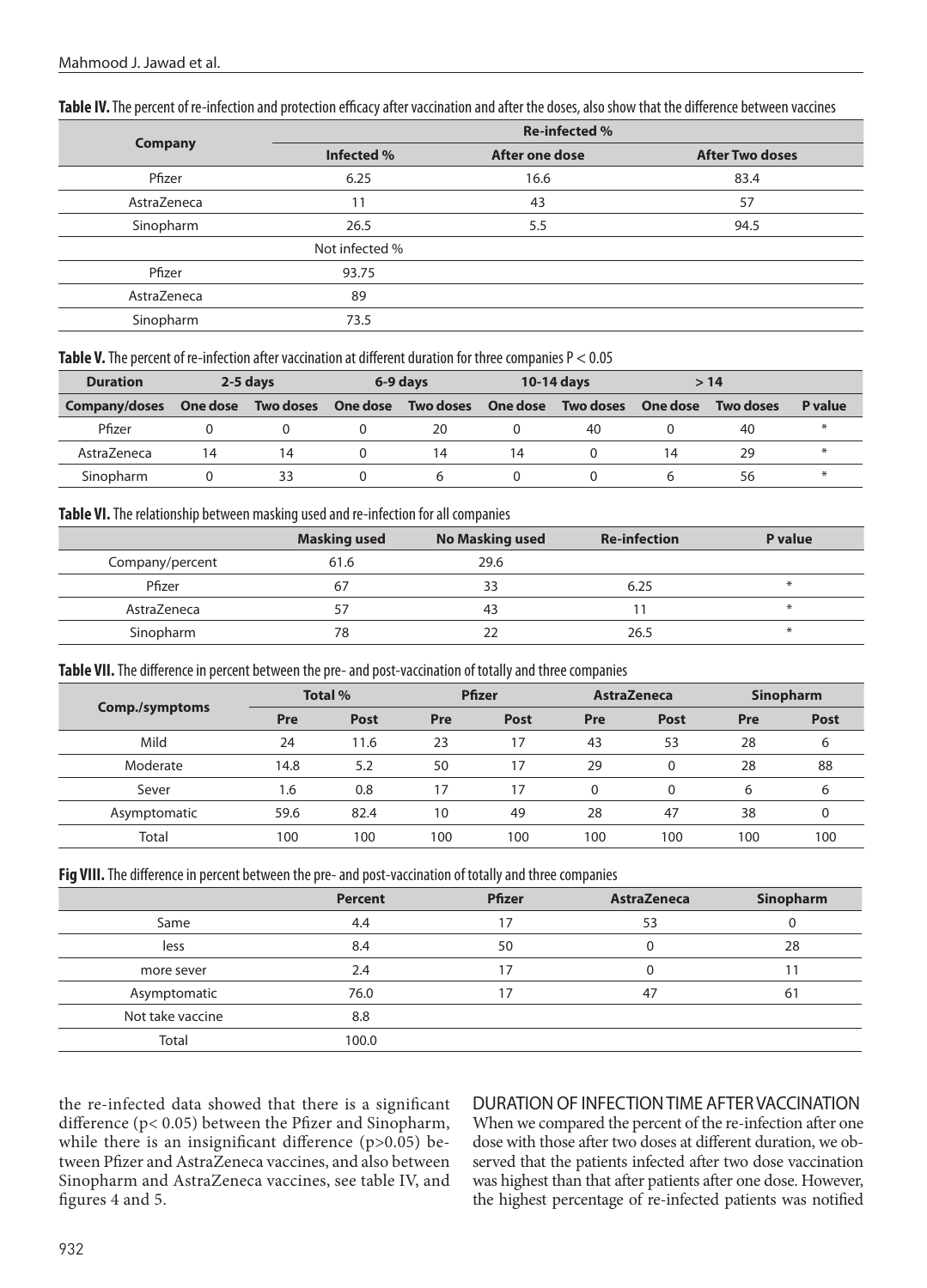**Table IV.** The percent of re-infection and protection efficacy after vaccination and after the doses, also show that the difference between vaccines

| Company | Re-infected % | | |
|---|---|---|---|
| | Infected % | After one dose | After Two doses |
| Pfizer | 6.25 | 16.6 | 83.4 |
| AstraZeneca | 11 | 43 | 57 |
| Sinopharm | 26.5 | 5.5 | 94.5 |
| | Not infected % | | |
| Pfizer | 93.75 | | |
| AstraZeneca | 89 | | |
| Sinopharm | 73.5 | | |

**Table V.** The percent of re-infection after vaccination at different duration for three companies P < 0.05

| Duration | 2-5 days | | 6-9 days | | 10-14 days | | > 14 | | |
|---|---|---|---|---|---|---|---|---|---|
| Company/doses | One dose | Two doses | One dose | Two doses | One dose | Two doses | One dose | Two doses | P value |
| Pfizer | 0 | 0 | 0 | 20 | 0 | 40 | 0 | 40 | * |
| AstraZeneca | 14 | 14 | 0 | 14 | 14 | 0 | 14 | 29 | * |
| Sinopharm | 0 | 33 | 0 | 6 | 0 | 0 | 6 | 56 | * |

**Table VI.** The relationship between masking used and re-infection for all companies

| | Masking used | No Masking used | Re-infection | P value |
|---|---|---|---|---|
| Company/percent | 61.6 | 29.6 | | |
| Pfizer | 67 | 33 | 6.25 | * |
| AstraZeneca | 57 | 43 | 11 | * |
| Sinopharm | 78 | 22 | 26.5 | * |

**Table VII.** The difference in percent between the pre- and post-vaccination of totally and three companies

| Comp./symptoms | Total % | | Pfizer | | AstraZeneca | | Sinopharm | |
|---|---|---|---|---|---|---|---|---|
| | Pre | Post | Pre | Post | Pre | Post | Pre | Post |
| Mild | 24 | 11.6 | 23 | 17 | 43 | 53 | 28 | 6 |
| Moderate | 14.8 | 5.2 | 50 | 17 | 29 | 0 | 28 | 88 |
| Sever | 1.6 | 0.8 | 17 | 17 | 0 | 0 | 6 | 6 |
| Asymptomatic | 59.6 | 82.4 | 10 | 49 | 28 | 47 | 38 | 0 |
| Total | 100 | 100 | 100 | 100 | 100 | 100 | 100 | 100 |

**Fig VIII.** The difference in percent between the pre- and post-vaccination of totally and three companies

| | Percent | Pfizer | AstraZeneca | Sinopharm |
|---|---|---|---|---|
| Same | 4.4 | 17 | 53 | 0 |
| less | 8.4 | 50 | 0 | 28 |
| more sever | 2.4 | 17 | 0 | 11 |
| Asymptomatic | 76.0 | 17 | 47 | 61 |
| Not take vaccine | 8.8 | | | |
| Total | 100.0 | | | |

the re-infected data showed that there is a significant difference ($p< 0.05$) between the Pfizer and Sinopharm, while there is an insignificant difference ($p>0.05$) between Pfizer and AstraZeneca vaccines, and also between Sinopharm and AstraZeneca vaccines, see table IV, and figures 4 and 5.

## DURATION OF INFECTION TIME AFTER VACCINATION

When we compared the percent of the re-infection after one dose with those after two doses at different duration, we observed that the patients infected after two dose vaccination was highest than that after patients after one dose. However, the highest percentage of re-infected patients was notified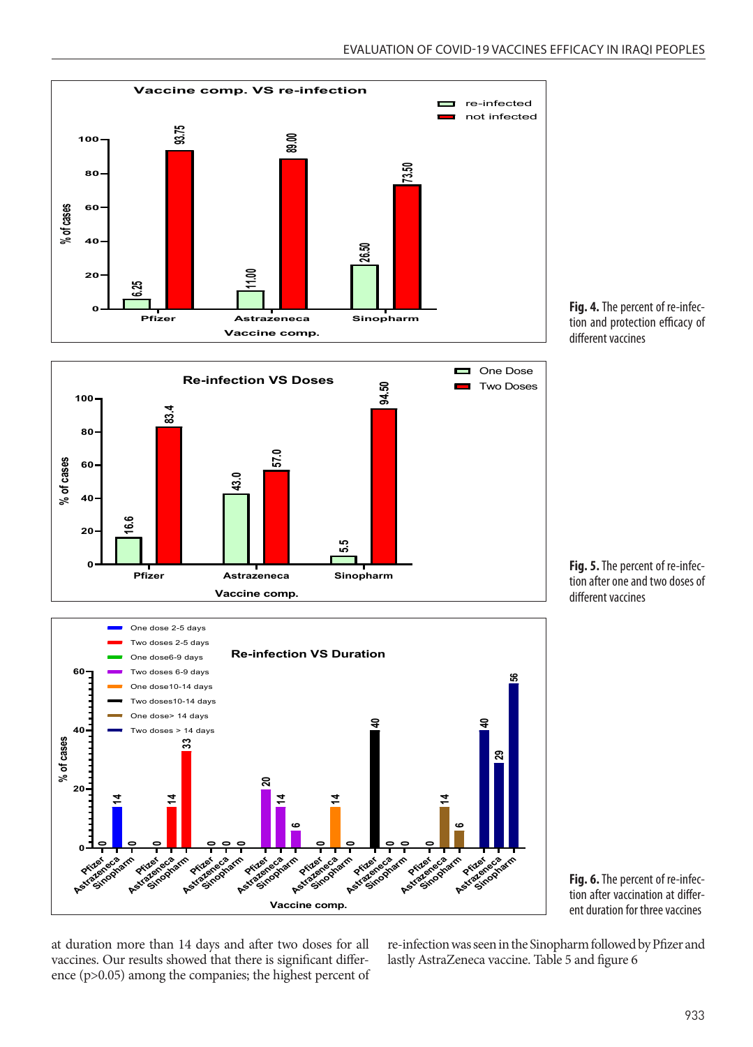Fig. 4. The percent of re-infection and protection efficacy of different vaccines

Fig. 5. The percent of re-infection after one and two doses of different vaccines

Fig. 6. The percent of re-infection after vaccination at different duration for three vaccines

at duration more than 14 days and after two doses for all vaccines. Our results showed that there is significant difference ($p>0.05$) among the companies; the highest percent of re-infection was seen in the Sinopharm followed by Pfizer and lastly AstraZeneca vaccine. Table 5 and figure 6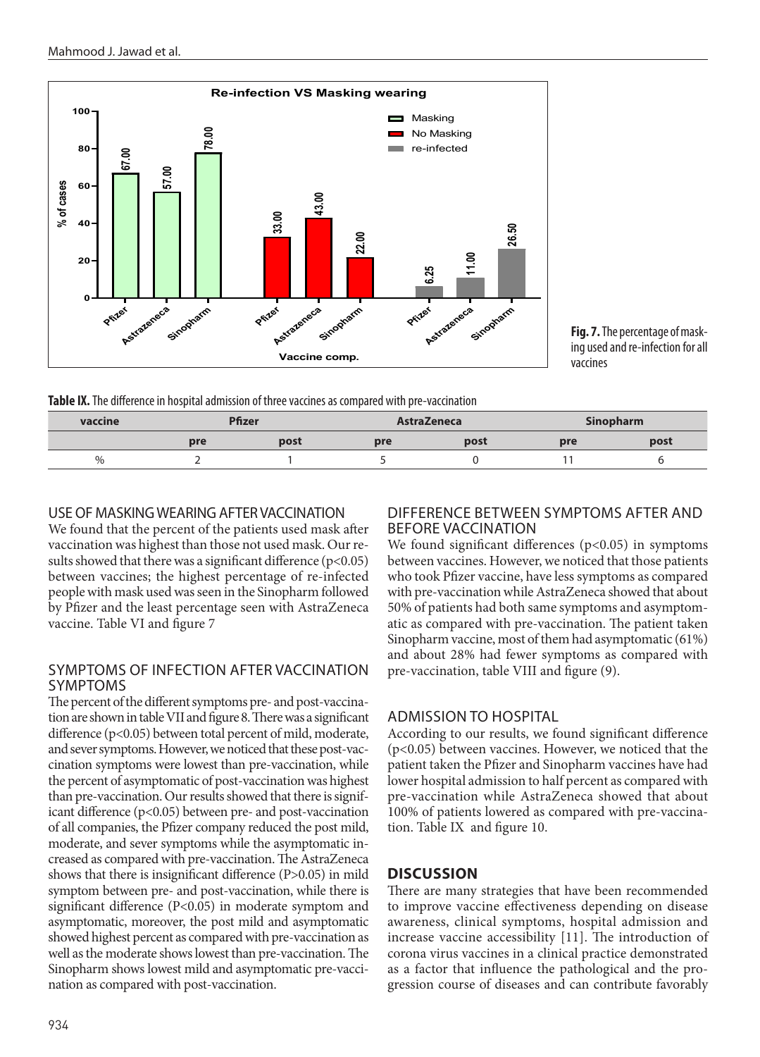Fig. 7. The percentage of masking used and re-infection for all vaccines

Table IX. The difference in hospital admission of three vaccines as compared with pre-vaccination

| vaccine | Pfizer | | AstraZeneca | | Sinopharm | |
|---|---|---|---|---|---|---|
| | pre | post | pre | post | pre | post |
| % | 2 | 1 | 5 | 0 | 11 | 6 |

## USE OF MASKING WEARING AFTER VACCINATION

We found that the percent of the patients used mask after vaccination was highest than those not used mask. Our results showed that there was a significant difference ($p<0.05$) between vaccines; the highest percentage of re-infected people with mask used was seen in the Sinopharm followed by Pfizer and the least percentage seen with AstraZeneca vaccine. Table VI and figure 7

## SYMPTOMS OF INFECTION AFTER VACCINATION SYMPTOMS

The percent of the different symptoms pre- and post-vaccination are shown in table VII and figure 8. There was a significant difference ($p<0.05$) between total percent of mild, moderate, and sever symptoms. However, we noticed that these post-vaccination symptoms were lowest than pre-vaccination, while the percent of asymptomatic of post-vaccination was highest than pre-vaccination. Our results showed that there is significant difference ($p<0.05$) between pre- and post-vaccination of all companies, the Pfizer company reduced the post mild, moderate, and sever symptoms while the asymptomatic increased as compared with pre-vaccination. The AstraZeneca shows that there is insignificant difference ($P>0.05$) in mild symptom between pre- and post-vaccination, while there is significant difference ($P<0.05$) in moderate symptom and asymptomatic, moreover, the post mild and asymptomatic showed highest percent as compared with pre-vaccination as well as the moderate shows lowest than pre-vaccination. The Sinopharm shows lowest mild and asymptomatic pre-vaccination as compared with post-vaccination.

## DIFFERENCE BETWEEN SYMPTOMS AFTER AND BEFORE VACCINATION

We found significant differences ($p<0.05$) in symptoms between vaccines. However, we noticed that those patients who took Pfizer vaccine, have less symptoms as compared with pre-vaccination while AstraZeneca showed that about 50% of patients had both same symptoms and asymptomatic as compared with pre-vaccination. The patient taken Sinopharm vaccine, most of them had asymptomatic (61%) and about 28% had fewer symptoms as compared with pre-vaccination, table VIII and figure (9).

## ADMISSION TO HOSPITAL

According to our results, we found significant difference ($p<0.05$) between vaccines. However, we noticed that the patient taken the Pfizer and Sinopharm vaccines have had lower hospital admission to half percent as compared with pre-vaccination while AstraZeneca showed that about 100% of patients lowered as compared with pre-vaccination. Table IX and figure 10.

## DISCUSSION

There are many strategies that have been recommended to improve vaccine effectiveness depending on disease awareness, clinical symptoms, hospital admission and increase vaccine accessibility [11]. The introduction of corona virus vaccines in a clinical practice demonstrated as a factor that influence the pathological and the progression course of diseases and can contribute favorably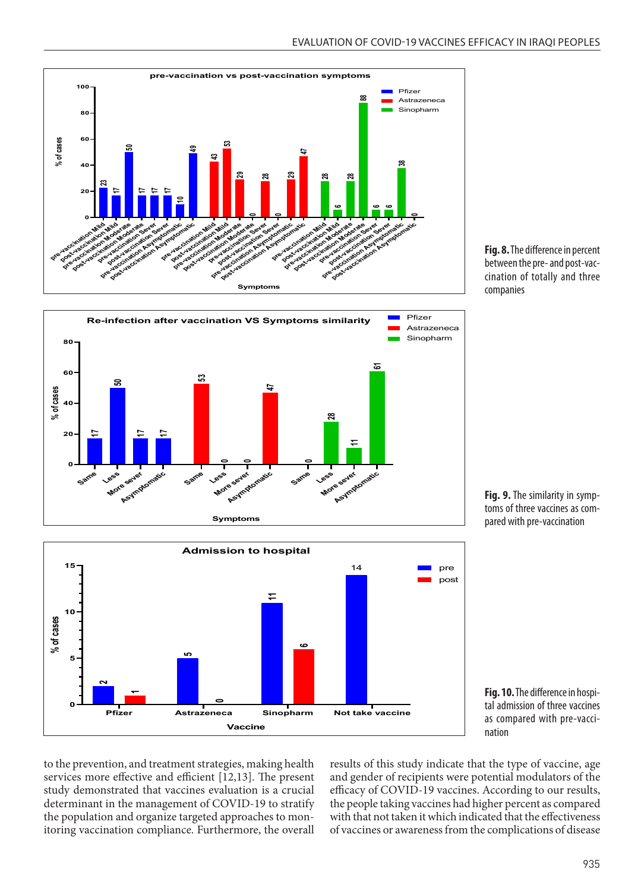**Fig. 8.** The difference in percent between the pre- and post-vaccination of totally and three companies

**Fig. 9.** The similarity in symptoms of three vaccines as compared with pre-vaccination

**Fig. 10.** The difference in hospital admission of three vaccines as compared with pre-vaccination

to the prevention, and treatment strategies, making health services more effective and efficient [12,13]. The present study demonstrated that vaccines evaluation is a crucial determinant in the management of COVID-19 to stratify the population and organize targeted approaches to monitoring vaccination compliance. Furthermore, the overall results of this study indicate that the type of vaccine, age and gender of recipients were potential modulators of the efficacy of COVID-19 vaccines. According to our results, the people taking vaccines had higher percent as compared with that not taken it which indicated that the effectiveness of vaccines or awareness from the complications of disease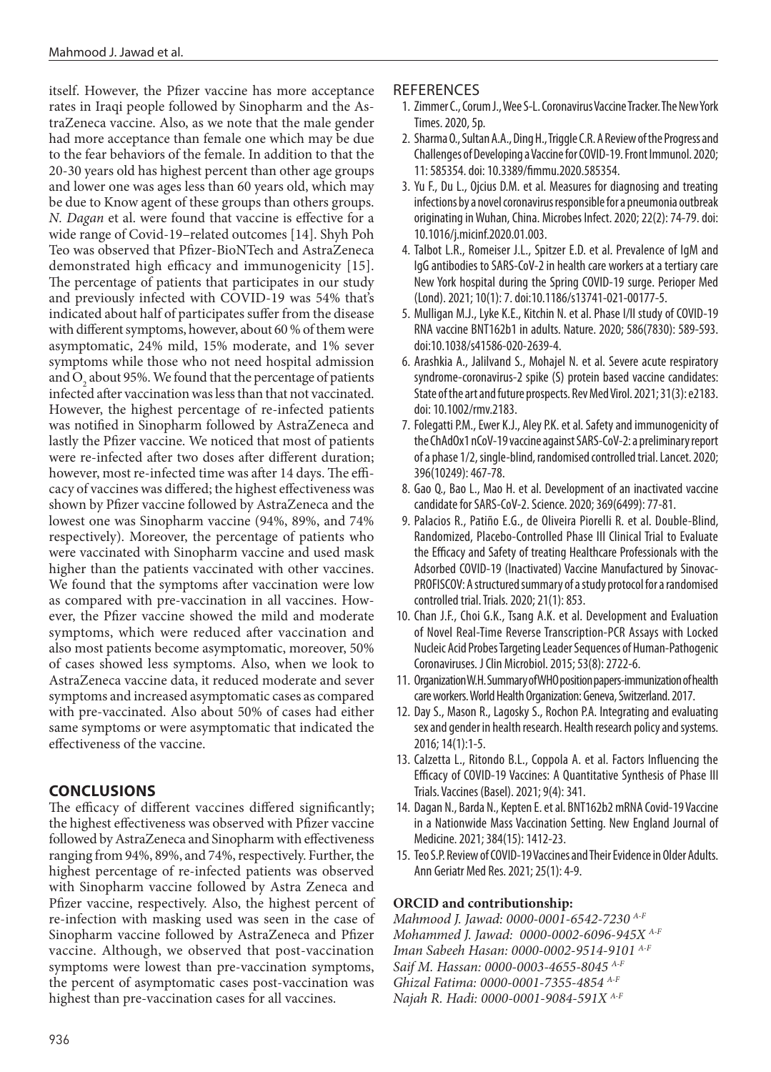itself. However, the Pfizer vaccine has more acceptance rates in Iraqi people followed by Sinopharm and the AstraZeneca vaccine. Also, as we note that the male gender had more acceptance than female one which may be due to the fear behaviors of the female. In addition to that the 20-30 years old has highest percent than other age groups and lower one was ages less than 60 years old, which may be due to Know agent of these groups than others groups. *N. Dagan* et al. were found that vaccine is effective for a wide range of Covid-19–related outcomes [14]. Shyh Poh Teo was observed that Pfizer-BioNTech and AstraZeneca demonstrated high efficacy and immunogenicity [15]. The percentage of patients that participates in our study and previously infected with COVID-19 was 54% that's indicated about half of participates suffer from the disease with different symptoms, however, about 60 % of them were asymptomatic, 24% mild, 15% moderate, and 1% sever symptoms while those who not need hospital admission and $O_2$ about 95%. We found that the percentage of patients infected after vaccination was less than that not vaccinated. However, the highest percentage of re-infected patients was notified in Sinopharm followed by AstraZeneca and lastly the Pfizer vaccine. We noticed that most of patients were re-infected after two doses after different duration; however, most re-infected time was after 14 days. The efficacy of vaccines was differed; the highest effectiveness was shown by Pfizer vaccine followed by AstraZeneca and the lowest one was Sinopharm vaccine (94%, 89%, and 74% respectively). Moreover, the percentage of patients who were vaccinated with Sinopharm vaccine and used mask higher than the patients vaccinated with other vaccines. We found that the symptoms after vaccination were low as compared with pre-vaccination in all vaccines. However, the Pfizer vaccine showed the mild and moderate symptoms, which were reduced after vaccination and also most patients become asymptomatic, moreover, 50% of cases showed less symptoms. Also, when we look to AstraZeneca vaccine data, it reduced moderate and sever symptoms and increased asymptomatic cases as compared with pre-vaccinated. Also about 50% of cases had either same symptoms or were asymptomatic that indicated the effectiveness of the vaccine.

## CONCLUSIONS

The efficacy of different vaccines differed significantly; the highest effectiveness was observed with Pfizer vaccine followed by AstraZeneca and Sinopharm with effectiveness ranging from 94%, 89%, and 74%, respectively. Further, the highest percentage of re-infected patients was observed with Sinopharm vaccine followed by Astra Zeneca and Pfizer vaccine, respectively. Also, the highest percent of re-infection with masking used was seen in the case of Sinopharm vaccine followed by AstraZeneca and Pfizer vaccine. Although, we observed that post-vaccination symptoms were lowest than pre-vaccination symptoms, the percent of asymptomatic cases post-vaccination was highest than pre-vaccination cases for all vaccines.

## REFERENCES

1. Zimmer C., Corum J., Wee S-L. Coronavirus Vaccine Tracker. The New York Times. 2020, 5p.
2. Sharma O., Sultan A.A., Ding H., Triggle C.R. A Review of the Progress and Challenges of Developing a Vaccine for COVID-19. Front Immunol. 2020; 11: 585354. doi: 10.3389/fimmu.2020.585354.
3. Yu F., Du L., Ojcius D.M. et al. Measures for diagnosing and treating infections by a novel coronavirus responsible for a pneumonia outbreak originating in Wuhan, China. Microbes Infect. 2020; 22(2): 74-79. doi: 10.1016/j.micinf.2020.01.003.
4. Talbot L.R., Romeiser J.L., Spitzer E.D. et al. Prevalence of IgM and IgG antibodies to SARS-CoV-2 in health care workers at a tertiary care New York hospital during the Spring COVID-19 surge. Perioper Med (Lond). 2021; 10(1): 7. doi:10.1186/s13741-021-00177-5.
5. Mulligan M.J., Lyke K.E., Kitchin N. et al. Phase I/II study of COVID-19 RNA vaccine BNT162b1 in adults. Nature. 2020; 586(7830): 589-593. doi:10.1038/s41586-020-2639-4.
6. Arashkia A., Jalilvand S., Mohajel N. et al. Severe acute respiratory syndrome-coronavirus-2 spike (S) protein based vaccine candidates: State of the art and future prospects. Rev Med Virol. 2021; 31(3): e2183. doi: 10.1002/rmv.2183.
7. Folegatti P.M., Ewer K.J., Aley P.K. et al. Safety and immunogenicity of the ChAdOx1 nCoV-19 vaccine against SARS-CoV-2: a preliminary report of a phase 1/2, single-blind, randomised controlled trial. Lancet. 2020; 396(10249): 467-78.
8. Gao Q., Bao L., Mao H. et al. Development of an inactivated vaccine candidate for SARS-CoV-2. Science. 2020; 369(6499): 77-81.
9. Palacios R., Patiño E.G., de Oliveira Piorelli R. et al. Double-Blind, Randomized, Placebo-Controlled Phase III Clinical Trial to Evaluate the Efficacy and Safety of treating Healthcare Professionals with the Adsorbed COVID-19 (Inactivated) Vaccine Manufactured by Sinovac-PROFISCOV: A structured summary of a study protocol for a randomised controlled trial. Trials. 2020; 21(1): 853.
10. Chan J.F., Choi G.K., Tsang A.K. et al. Development and Evaluation of Novel Real-Time Reverse Transcription-PCR Assays with Locked Nucleic Acid Probes Targeting Leader Sequences of Human-Pathogenic Coronaviruses. J Clin Microbiol. 2015; 53(8): 2722-6.
11. Organization W.H. Summary of WHO position papers-immunization of health care workers. World Health Organization: Geneva, Switzerland. 2017.
12. Day S., Mason R., Lagosky S., Rochon P.A. Integrating and evaluating sex and gender in health research. Health research policy and systems. 2016; 14(1):1-5.
13. Calzetta L., Ritondo B.L., Coppola A. et al. Factors Influencing the Efficacy of COVID-19 Vaccines: A Quantitative Synthesis of Phase III Trials. Vaccines (Basel). 2021; 9(4): 341.
14. Dagan N., Barda N., Kepten E. et al. BNT162b2 mRNA Covid-19 Vaccine in a Nationwide Mass Vaccination Setting. New England Journal of Medicine. 2021; 384(15): 1412-23.
15. Teo S.P. Review of COVID-19 Vaccines and Their Evidence in Older Adults. Ann Geriatr Med Res. 2021; 25(1): 4-9.

**ORCID and contributionship:**

*Mahmood J. Jawad: 0000-0001-6542-7230* [A-F]
*Mohammed J. Jawad: 0000-0002-6096-945X* [A-F]
*Iman Sabeeh Hasan: 0000-0002-9514-9101* [A-F]
*Saif M. Hassan: 0000-0003-4655-8045* [A-F]
*Ghizal Fatima: 0000-0001-7355-4854* [A-F]
*Najah R. Hadi: 0000-0001-9084-591X* [A-F]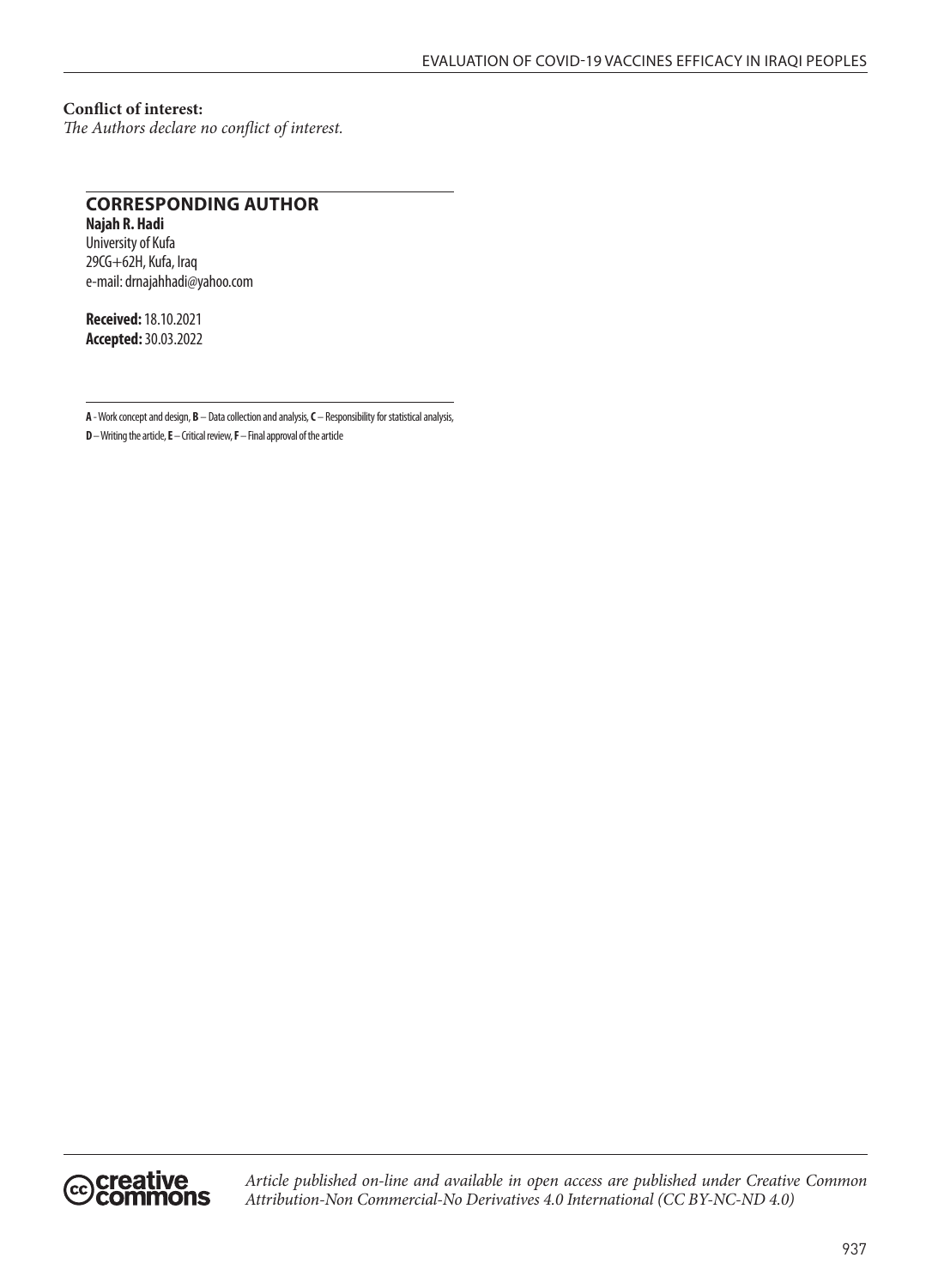**Conflict of interest:**
*The Authors declare no conflict of interest.*

## CORRESPONDING AUTHOR

**Najah R. Hadi**
University of Kufa
29CG+62H, Kufa, Iraq
e-mail: drnajahhadi@yahoo.com

**Received:** 18.10.2021
**Accepted:** 30.03.2022

**A** - Work concept and design, **B** – Data collection and analysis, **C** – Responsibility for statistical analysis,
**D** – Writing the article, **E** – Critical review, **F** – Final approval of the article

*Article published on-line and available in open access are published under Creative Common Attribution-Non Commercial-No Derivatives 4.0 International (CC BY-NC-ND 4.0)*